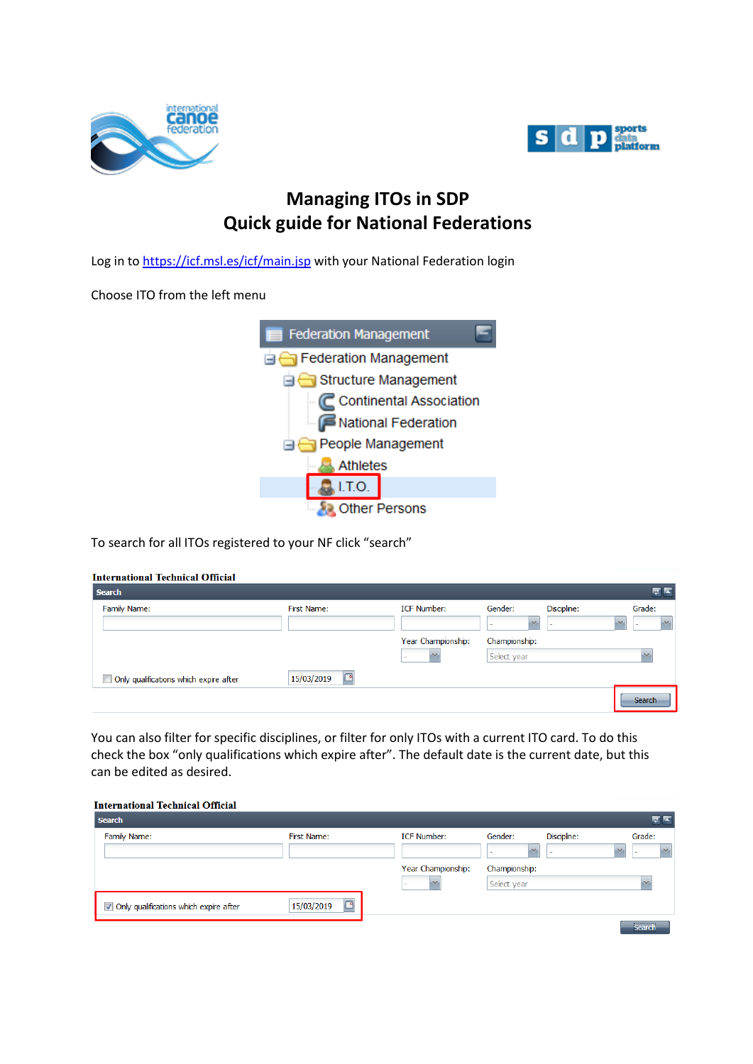# Managing ITOs in SDP
# Quick guide for National Federations

Log in to https://icf.msl.es/icf/main.jsp with your National Federation login

Choose ITO from the left menu

To search for all ITOs registered to your NF click "search"

You can also filter for specific disciplines, or filter for only ITOs with a current ITO card. To do this check the box "only qualifications which expire after". The default date is the current date, but this can be edited as desired.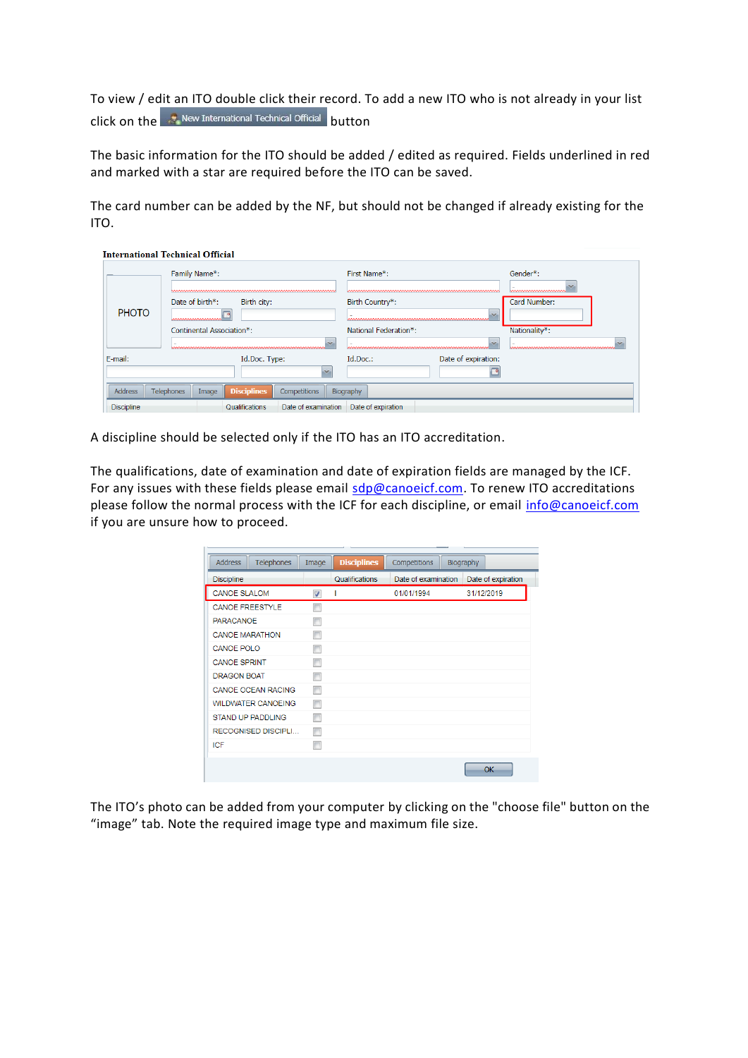To view / edit an ITO double click their record. To add a new ITO who is not already in your list click on the "New International Technical Official" button

The basic information for the ITO should be added / edited as required. Fields underlined in red and marked with a star are required before the ITO can be saved.

The card number can be added by the NF, but should not be changed if already existing for the ITO.

A discipline should be selected only if the ITO has an ITO accreditation.

The qualifications, date of examination and date of expiration fields are managed by the ICF. For any issues with these fields please email sdp@canoeicf.com. To renew ITO accreditations please follow the normal process with the ICF for each discipline, or email info@canoeicf.com if you are unsure how to proceed.

The ITO's photo can be added from your computer by clicking on the "choose file" button on the "image" tab. Note the required image type and maximum file size.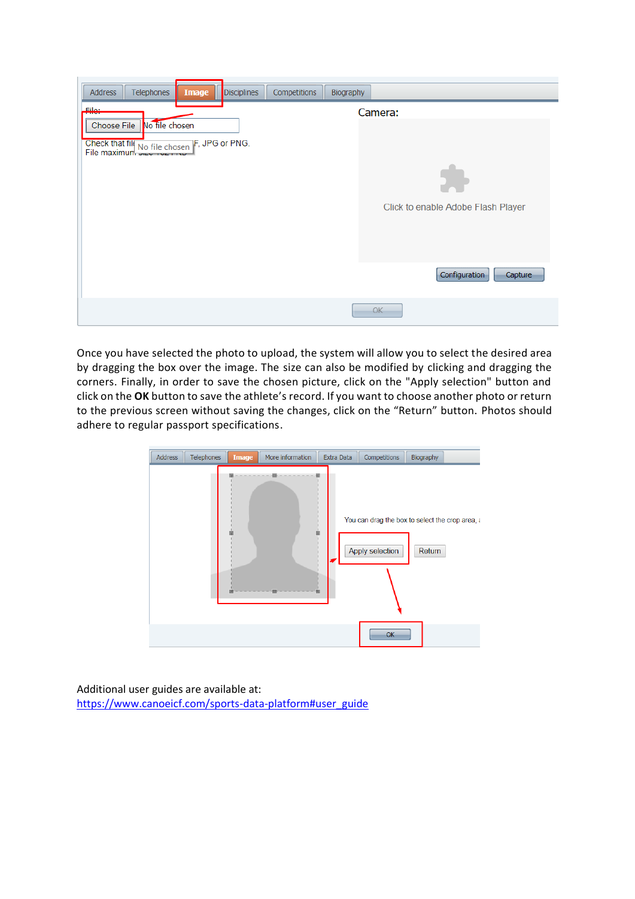Once you have selected the photo to upload, the system will allow you to select the desired area by dragging the box over the image. The size can also be modified by clicking and dragging the corners. Finally, in order to save the chosen picture, click on the "Apply selection" button and click on the **OK** button to save the athlete's record. If you want to choose another photo or return to the previous screen without saving the changes, click on the "Return" button. Photos should adhere to regular passport specifications.

Additional user guides are available at:
[https://www.canoeicf.com/sports-data-platform#user_guide](https://www.canoeicf.com/sports-data-platform#user_guide)